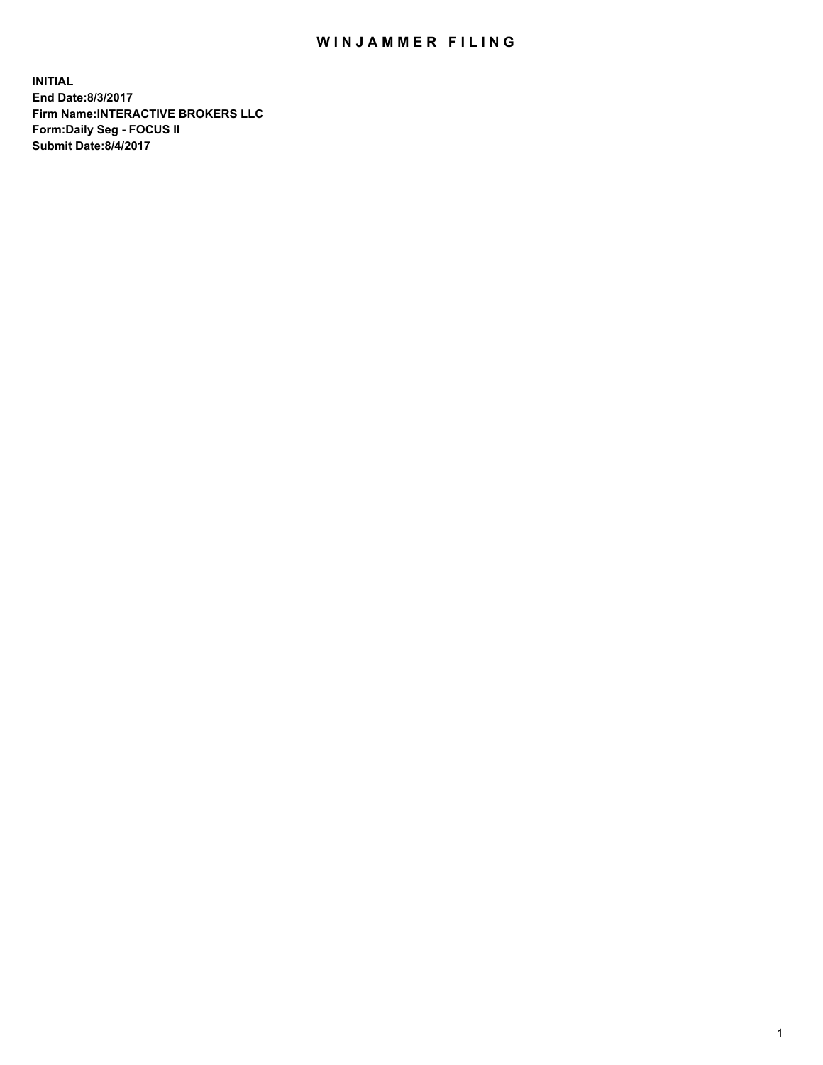# WINJAMMER FILING

**INITIAL**
**End Date:8/3/2017**
**Firm Name:INTERACTIVE BROKERS LLC**
**Form:Daily Seg - FOCUS II**
**Submit Date:8/4/2017**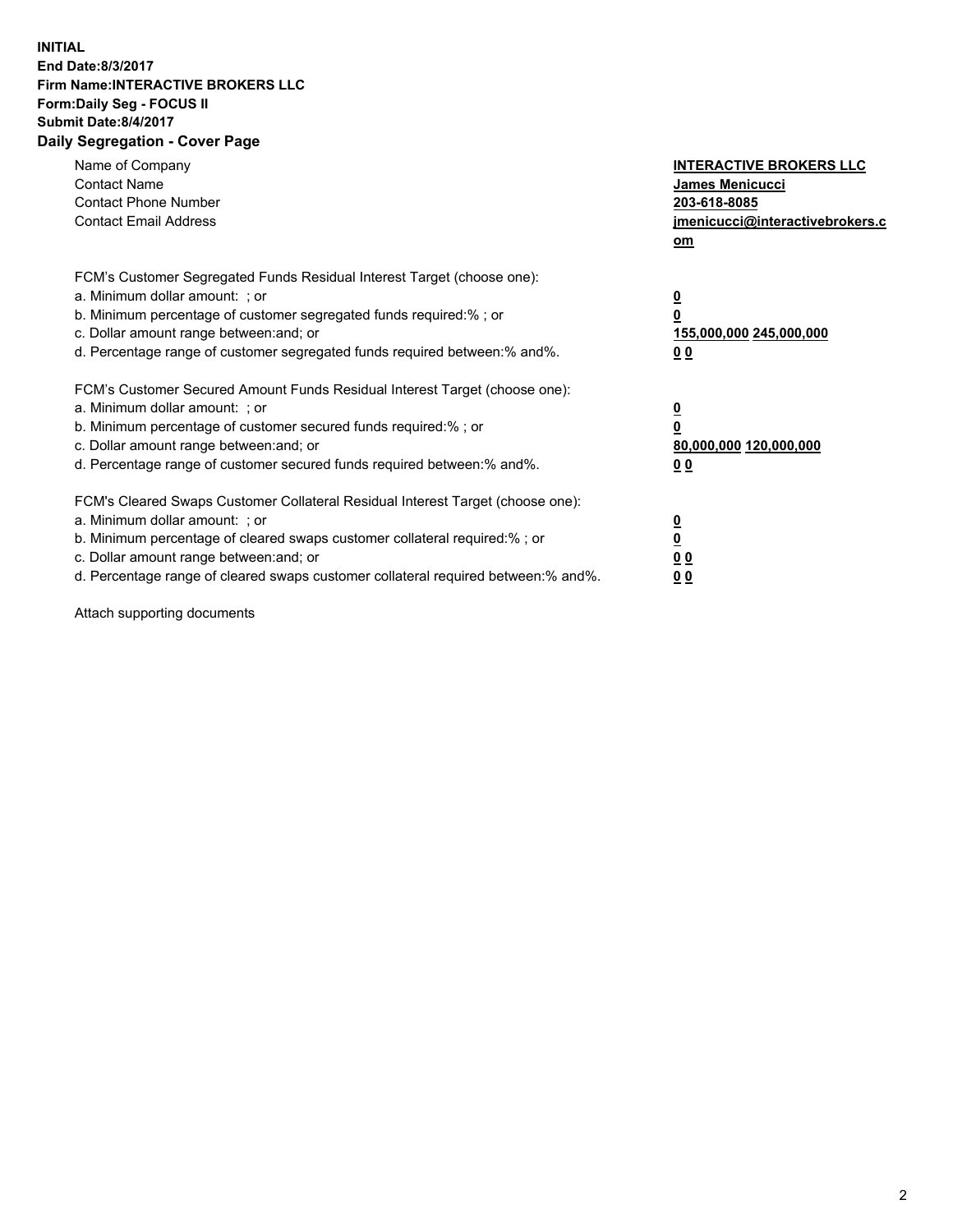**INITIAL**
**End Date:8/3/2017**
**Firm Name:INTERACTIVE BROKERS LLC**
**Form:Daily Seg - FOCUS II**
**Submit Date:8/4/2017**

## Daily Segregation - Cover Page

| | |
|---|---|
| Name of Company | **INTERACTIVE BROKERS LLC** |
| Contact Name | **James Menicucci** |
| Contact Phone Number | **203-618-8085** |
| Contact Email Address | **jmenicucci@interactivebrokers.com** |

| | |
|---|---|
| FCM's Customer Segregated Funds Residual Interest Target (choose one): | |
| a. Minimum dollar amount: ; or | **0** |
| b. Minimum percentage of customer segregated funds required:% ; or | **0** |
| c. Dollar amount range between:and; or | **155,000,000 245,000,000** |
| d. Percentage range of customer segregated funds required between:% and%. | **0 0** |

| | |
|---|---|
| FCM's Customer Secured Amount Funds Residual Interest Target (choose one): | |
| a. Minimum dollar amount: ; or | **0** |
| b. Minimum percentage of customer secured funds required:% ; or | **0** |
| c. Dollar amount range between:and; or | **80,000,000 120,000,000** |
| d. Percentage range of customer secured funds required between:% and%. | **0 0** |

| | |
|---|---|
| FCM's Cleared Swaps Customer Collateral Residual Interest Target (choose one): | |
| a. Minimum dollar amount: ; or | **0** |
| b. Minimum percentage of cleared swaps customer collateral required:% ; or | **0** |
| c. Dollar amount range between:and; or | **0 0** |
| d. Percentage range of cleared swaps customer collateral required between:% and%. | **0 0** |

Attach supporting documents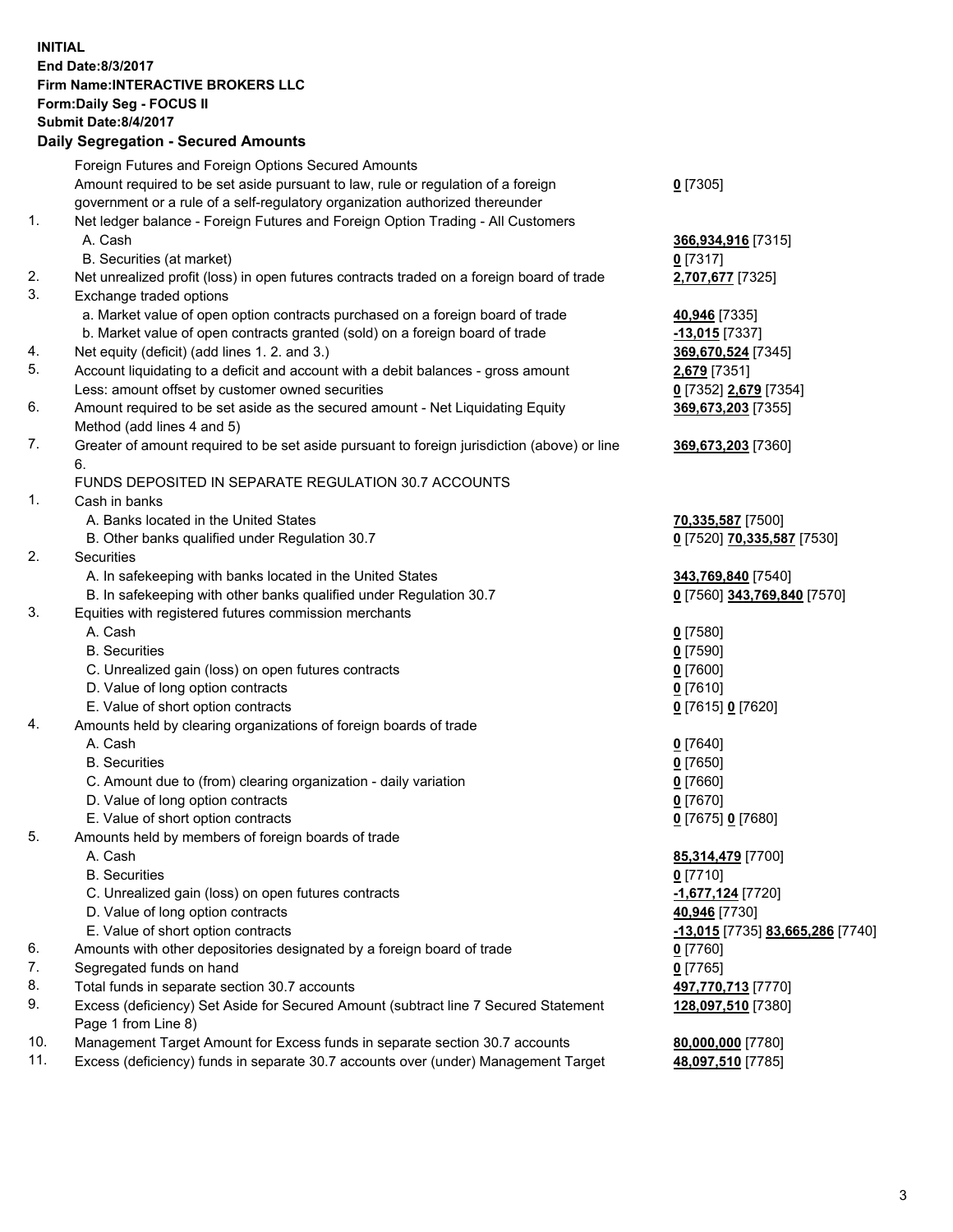**INITIAL**
**End Date:8/3/2017**
**Firm Name:INTERACTIVE BROKERS LLC**
**Form:Daily Seg - FOCUS II**
**Submit Date:8/4/2017**

## Daily Segregation - Secured Amounts

| | | |
|---|---|---|
| | Foreign Futures and Foreign Options Secured Amounts | |
| | Amount required to be set aside pursuant to law, rule or regulation of a foreign government or a rule of a self-regulatory organization authorized thereunder | 0 [7305] |
| 1. | Net ledger balance - Foreign Futures and Foreign Option Trading - All Customers | |
| | A. Cash | 366,934,916 [7315] |
| | B. Securities (at market) | 0 [7317] |
| 2. | Net unrealized profit (loss) in open futures contracts traded on a foreign board of trade | 2,707,677 [7325] |
| 3. | Exchange traded options | |
| | a. Market value of open option contracts purchased on a foreign board of trade | 40,946 [7335] |
| | b. Market value of open contracts granted (sold) on a foreign board of trade | -13,015 [7337] |
| 4. | Net equity (deficit) (add lines 1. 2. and 3.) | 369,670,524 [7345] |
| 5. | Account liquidating to a deficit and account with a debit balances - gross amount | 2,679 [7351] |
| | Less: amount offset by customer owned securities | 0 [7352] 2,679 [7354] |
| 6. | Amount required to be set aside as the secured amount - Net Liquidating Equity Method (add lines 4 and 5) | 369,673,203 [7355] |
| 7. | Greater of amount required to be set aside pursuant to foreign jurisdiction (above) or line 6. | 369,673,203 [7360] |
| | FUNDS DEPOSITED IN SEPARATE REGULATION 30.7 ACCOUNTS | |
| 1. | Cash in banks | |
| | A. Banks located in the United States | 70,335,587 [7500] |
| | B. Other banks qualified under Regulation 30.7 | 0 [7520] 70,335,587 [7530] |
| 2. | Securities | |
| | A. In safekeeping with banks located in the United States | 343,769,840 [7540] |
| | B. In safekeeping with other banks qualified under Regulation 30.7 | 0 [7560] 343,769,840 [7570] |
| 3. | Equities with registered futures commission merchants | |
| | A. Cash | 0 [7580] |
| | B. Securities | 0 [7590] |
| | C. Unrealized gain (loss) on open futures contracts | 0 [7600] |
| | D. Value of long option contracts | 0 [7610] |
| | E. Value of short option contracts | 0 [7615] 0 [7620] |
| 4. | Amounts held by clearing organizations of foreign boards of trade | |
| | A. Cash | 0 [7640] |
| | B. Securities | 0 [7650] |
| | C. Amount due to (from) clearing organization - daily variation | 0 [7660] |
| | D. Value of long option contracts | 0 [7670] |
| | E. Value of short option contracts | 0 [7675] 0 [7680] |
| 5. | Amounts held by members of foreign boards of trade | |
| | A. Cash | 85,314,479 [7700] |
| | B. Securities | 0 [7710] |
| | C. Unrealized gain (loss) on open futures contracts | -1,677,124 [7720] |
| | D. Value of long option contracts | 40,946 [7730] |
| | E. Value of short option contracts | -13,015 [7735] 83,665,286 [7740] |
| 6. | Amounts with other depositories designated by a foreign board of trade | 0 [7760] |
| 7. | Segregated funds on hand | 0 [7765] |
| 8. | Total funds in separate section 30.7 accounts | 497,770,713 [7770] |
| 9. | Excess (deficiency) Set Aside for Secured Amount (subtract line 7 Secured Statement Page 1 from Line 8) | 128,097,510 [7380] |
| 10. | Management Target Amount for Excess funds in separate section 30.7 accounts | 80,000,000 [7780] |
| 11. | Excess (deficiency) funds in separate 30.7 accounts over (under) Management Target | 48,097,510 [7785] |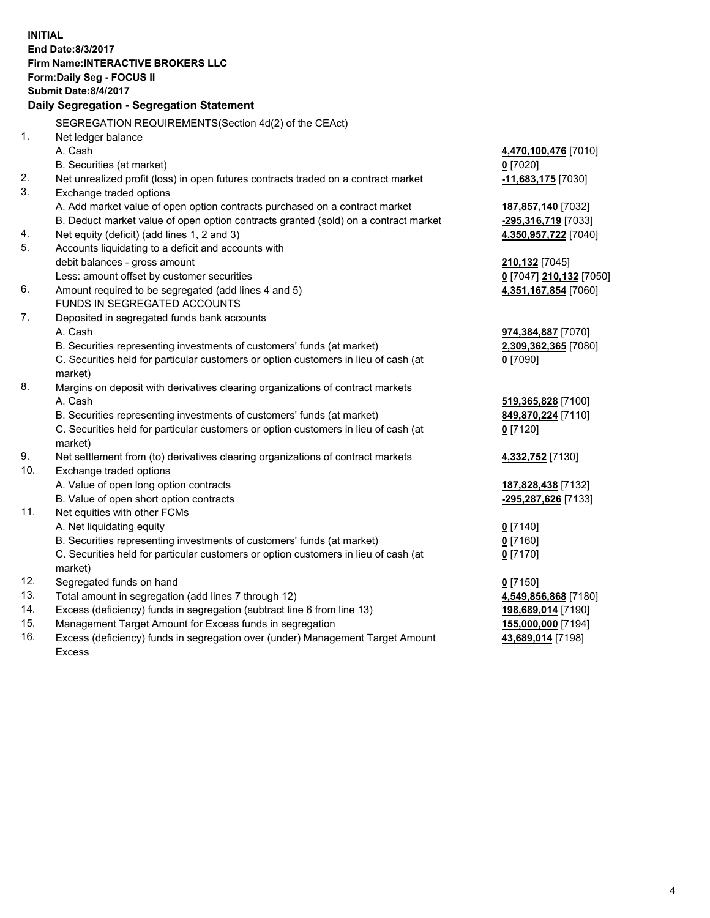**INITIAL**
**End Date:8/3/2017**
**Firm Name:INTERACTIVE BROKERS LLC**
**Form:Daily Seg - FOCUS II**
**Submit Date:8/4/2017**

## Daily Segregation - Segregation Statement

SEGREGATION REQUIREMENTS(Section 4d(2) of the CEAct)

| | | |
|---|---|---|
| 1. | Net ledger balance | |
| | A. Cash | **4,470,100,476** [7010] |
| | B. Securities (at market) | **0** [7020] |
| 2. | Net unrealized profit (loss) in open futures contracts traded on a contract market | **-11,683,175** [7030] |
| 3. | Exchange traded options | |
| | A. Add market value of open option contracts purchased on a contract market | **187,857,140** [7032] |
| | B. Deduct market value of open option contracts granted (sold) on a contract market | **-295,316,719** [7033] |
| 4. | Net equity (deficit) (add lines 1, 2 and 3) | **4,350,957,722** [7040] |
| 5. | Accounts liquidating to a deficit and accounts with | |
| | debit balances - gross amount | **210,132** [7045] |
| | Less: amount offset by customer securities | **0** [7047] **210,132** [7050] |
| 6. | Amount required to be segregated (add lines 4 and 5) | **4,351,167,854** [7060] |
| | FUNDS IN SEGREGATED ACCOUNTS | |
| 7. | Deposited in segregated funds bank accounts | |
| | A. Cash | **974,384,887** [7070] |
| | B. Securities representing investments of customers' funds (at market) | **2,309,362,365** [7080] |
| | C. Securities held for particular customers or option customers in lieu of cash (at market) | **0** [7090] |
| 8. | Margins on deposit with derivatives clearing organizations of contract markets | |
| | A. Cash | **519,365,828** [7100] |
| | B. Securities representing investments of customers' funds (at market) | **849,870,224** [7110] |
| | C. Securities held for particular customers or option customers in lieu of cash (at market) | **0** [7120] |
| 9. | Net settlement from (to) derivatives clearing organizations of contract markets | **4,332,752** [7130] |
| 10. | Exchange traded options | |
| | A. Value of open long option contracts | **187,828,438** [7132] |
| | B. Value of open short option contracts | **-295,287,626** [7133] |
| 11. | Net equities with other FCMs | |
| | A. Net liquidating equity | **0** [7140] |
| | B. Securities representing investments of customers' funds (at market) | **0** [7160] |
| | C. Securities held for particular customers or option customers in lieu of cash (at market) | **0** [7170] |
| 12. | Segregated funds on hand | **0** [7150] |
| 13. | Total amount in segregation (add lines 7 through 12) | **4,549,856,868** [7180] |
| 14. | Excess (deficiency) funds in segregation (subtract line 6 from line 13) | **198,689,014** [7190] |
| 15. | Management Target Amount for Excess funds in segregation | **155,000,000** [7194] |
| 16. | Excess (deficiency) funds in segregation over (under) Management Target Amount Excess | **43,689,014** [7198] |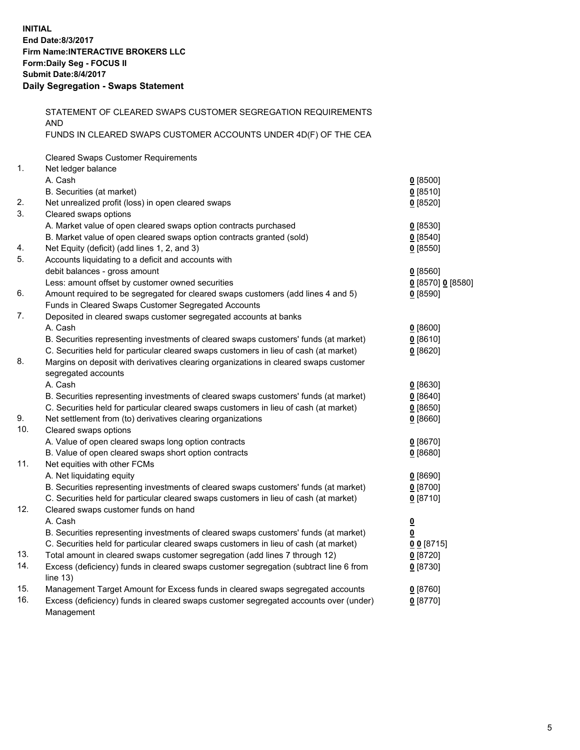**INITIAL**
**End Date:8/3/2017**
**Firm Name:INTERACTIVE BROKERS LLC**
**Form:Daily Seg - FOCUS II**
**Submit Date:8/4/2017**
**Daily Segregation - Swaps Statement**

STATEMENT OF CLEARED SWAPS CUSTOMER SEGREGATION REQUIREMENTS AND FUNDS IN CLEARED SWAPS CUSTOMER ACCOUNTS UNDER 4D(F) OF THE CEA

| | | |
|---|---|---|
| | Cleared Swaps Customer Requirements | |
| 1. | Net ledger balance | |
| | A. Cash | 0 [8500] |
| | B. Securities (at market) | 0 [8510] |
| 2. | Net unrealized profit (loss) in open cleared swaps | 0 [8520] |
| 3. | Cleared swaps options | |
| | A. Market value of open cleared swaps option contracts purchased | 0 [8530] |
| | B. Market value of open cleared swaps option contracts granted (sold) | 0 [8540] |
| 4. | Net Equity (deficit) (add lines 1, 2, and 3) | 0 [8550] |
| 5. | Accounts liquidating to a deficit and accounts with debit balances - gross amount | 0 [8560] |
| | Less: amount offset by customer owned securities | 0 [8570] 0 [8580] |
| 6. | Amount required to be segregated for cleared swaps customers (add lines 4 and 5) | 0 [8590] |
| | Funds in Cleared Swaps Customer Segregated Accounts | |
| 7. | Deposited in cleared swaps customer segregated accounts at banks | |
| | A. Cash | 0 [8600] |
| | B. Securities representing investments of cleared swaps customers' funds (at market) | 0 [8610] |
| | C. Securities held for particular cleared swaps customers in lieu of cash (at market) | 0 [8620] |
| 8. | Margins on deposit with derivatives clearing organizations in cleared swaps customer segregated accounts | |
| | A. Cash | 0 [8630] |
| | B. Securities representing investments of cleared swaps customers' funds (at market) | 0 [8640] |
| | C. Securities held for particular cleared swaps customers in lieu of cash (at market) | 0 [8650] |
| 9. | Net settlement from (to) derivatives clearing organizations | 0 [8660] |
| 10. | Cleared swaps options | |
| | A. Value of open cleared swaps long option contracts | 0 [8670] |
| | B. Value of open cleared swaps short option contracts | 0 [8680] |
| 11. | Net equities with other FCMs | |
| | A. Net liquidating equity | 0 [8690] |
| | B. Securities representing investments of cleared swaps customers' funds (at market) | 0 [8700] |
| | C. Securities held for particular cleared swaps customers in lieu of cash (at market) | 0 [8710] |
| 12. | Cleared swaps customer funds on hand | |
| | A. Cash | 0 |
| | B. Securities representing investments of cleared swaps customers' funds (at market) | 0 |
| | C. Securities held for particular cleared swaps customers in lieu of cash (at market) | 0 0 [8715] |
| 13. | Total amount in cleared swaps customer segregation (add lines 7 through 12) | 0 [8720] |
| 14. | Excess (deficiency) funds in cleared swaps customer segregation (subtract line 6 from line 13) | 0 [8730] |
| 15. | Management Target Amount for Excess funds in cleared swaps segregated accounts | 0 [8760] |
| 16. | Excess (deficiency) funds in cleared swaps customer segregated accounts over (under) Management | 0 [8770] |